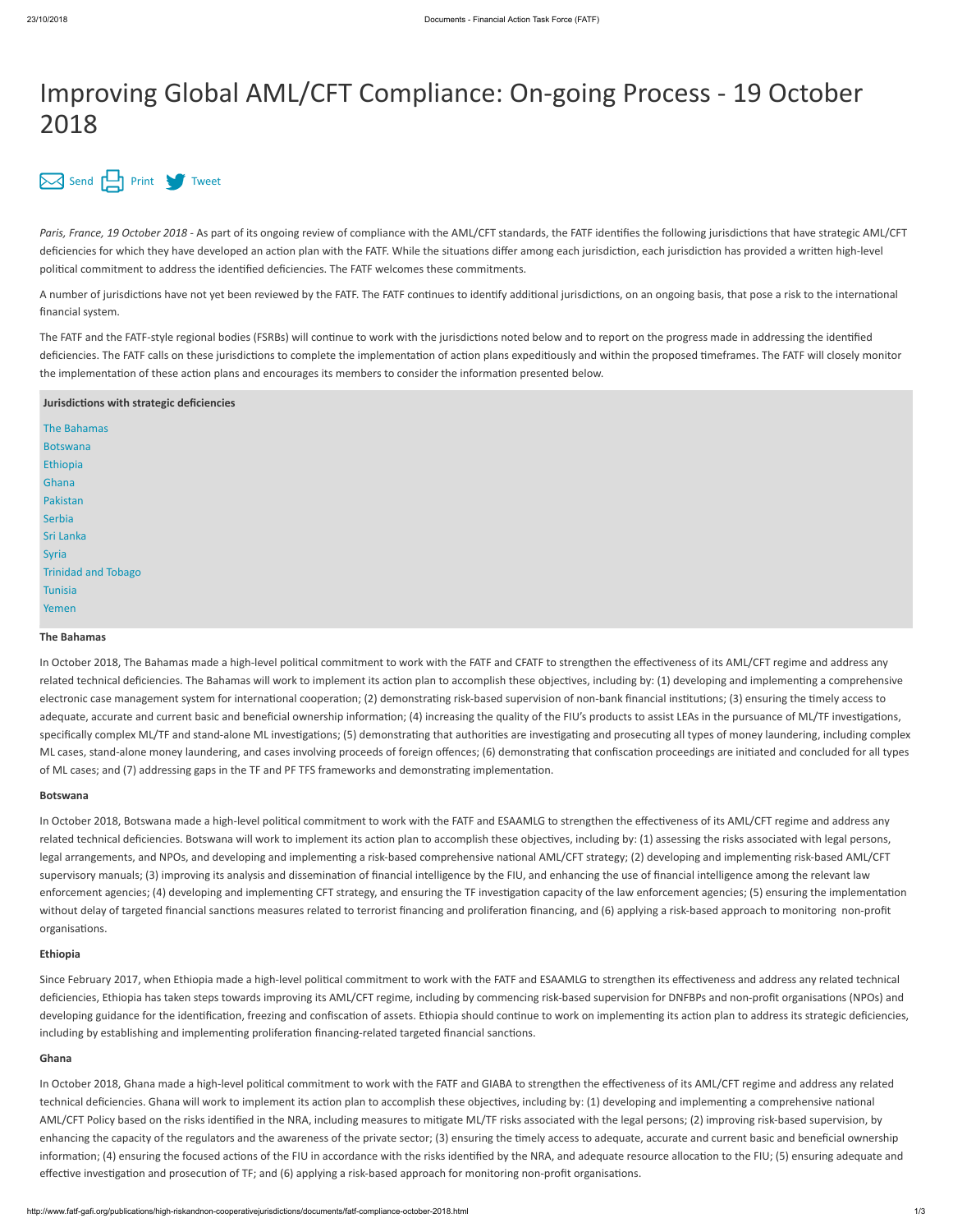# Improving Global AML/CFT Compliance: On-going Process - 19 October 2018

Send Print Tweet

*Paris, France, 19 October 2018* - As part of its ongoing review of compliance with the AML/CFT standards, the FATF identifies the following jurisdictions that have strategic AML/CFT deficiencies for which they have developed an action plan with the FATF. While the situations differ among each jurisdiction, each jurisdiction has provided a written high-level political commitment to address the identified deficiencies. The FATF welcomes these commitments.

A number of jurisdictions have not yet been reviewed by the FATF. The FATF continues to identify additional jurisdictions, on an ongoing basis, that pose a risk to the international financial system.

The FATF and the FATF-style regional bodies (FSRBs) will continue to work with the jurisdictions noted below and to report on the progress made in addressing the identified deficiencies. The FATF calls on these jurisdictions to complete the implementation of action plans expeditiously and within the proposed timeframes. The FATF will closely monitor the implementation of these action plans and encourages its members to consider the information presented below.

**Jurisdictions with strategic deficiencies**

- The Bahamas
- Botswana
- Ethiopia
- Ghana
- Pakistan
- Serbia
- Sri Lanka
- Syria
- Trinidad and Tobago
- Tunisia
- Yemen

**The Bahamas**

In October 2018, The Bahamas made a high-level political commitment to work with the FATF and CFATF to strengthen the effectiveness of its AML/CFT regime and address any related technical deficiencies. The Bahamas will work to implement its action plan to accomplish these objectives, including by: (1) developing and implementing a comprehensive electronic case management system for international cooperation; (2) demonstrating risk-based supervision of non-bank financial institutions; (3) ensuring the timely access to adequate, accurate and current basic and beneficial ownership information; (4) increasing the quality of the FIU's products to assist LEAs in the pursuance of ML/TF investigations, specifically complex ML/TF and stand-alone ML investigations; (5) demonstrating that authorities are investigating and prosecuting all types of money laundering, including complex ML cases, stand-alone money laundering, and cases involving proceeds of foreign offences; (6) demonstrating that confiscation proceedings are initiated and concluded for all types of ML cases; and (7) addressing gaps in the TF and PF TFS frameworks and demonstrating implementation.

**Botswana**

In October 2018, Botswana made a high-level political commitment to work with the FATF and ESAAMLG to strengthen the effectiveness of its AML/CFT regime and address any related technical deficiencies. Botswana will work to implement its action plan to accomplish these objectives, including by: (1) assessing the risks associated with legal persons, legal arrangements, and NPOs, and developing and implementing a risk-based comprehensive national AML/CFT strategy; (2) developing and implementing risk-based AML/CFT supervisory manuals; (3) improving its analysis and dissemination of financial intelligence by the FIU, and enhancing the use of financial intelligence among the relevant law enforcement agencies; (4) developing and implementing CFT strategy, and ensuring the TF investigation capacity of the law enforcement agencies; (5) ensuring the implementation without delay of targeted financial sanctions measures related to terrorist financing and proliferation financing, and (6) applying a risk-based approach to monitoring non-profit organisations.

**Ethiopia**

Since February 2017, when Ethiopia made a high-level political commitment to work with the FATF and ESAAMLG to strengthen its effectiveness and address any related technical deficiencies, Ethiopia has taken steps towards improving its AML/CFT regime, including by commencing risk-based supervision for DNFBPs and non-profit organisations (NPOs) and developing guidance for the identification, freezing and confiscation of assets. Ethiopia should continue to work on implementing its action plan to address its strategic deficiencies, including by establishing and implementing proliferation financing-related targeted financial sanctions.

**Ghana**

In October 2018, Ghana made a high-level political commitment to work with the FATF and GIABA to strengthen the effectiveness of its AML/CFT regime and address any related technical deficiencies. Ghana will work to implement its action plan to accomplish these objectives, including by: (1) developing and implementing a comprehensive national AML/CFT Policy based on the risks identified in the NRA, including measures to mitigate ML/TF risks associated with the legal persons; (2) improving risk-based supervision, by enhancing the capacity of the regulators and the awareness of the private sector; (3) ensuring the timely access to adequate, accurate and current basic and beneficial ownership information; (4) ensuring the focused actions of the FIU in accordance with the risks identified by the NRA, and adequate resource allocation to the FIU; (5) ensuring adequate and effective investigation and prosecution of TF; and (6) applying a risk-based approach for monitoring non-profit organisations.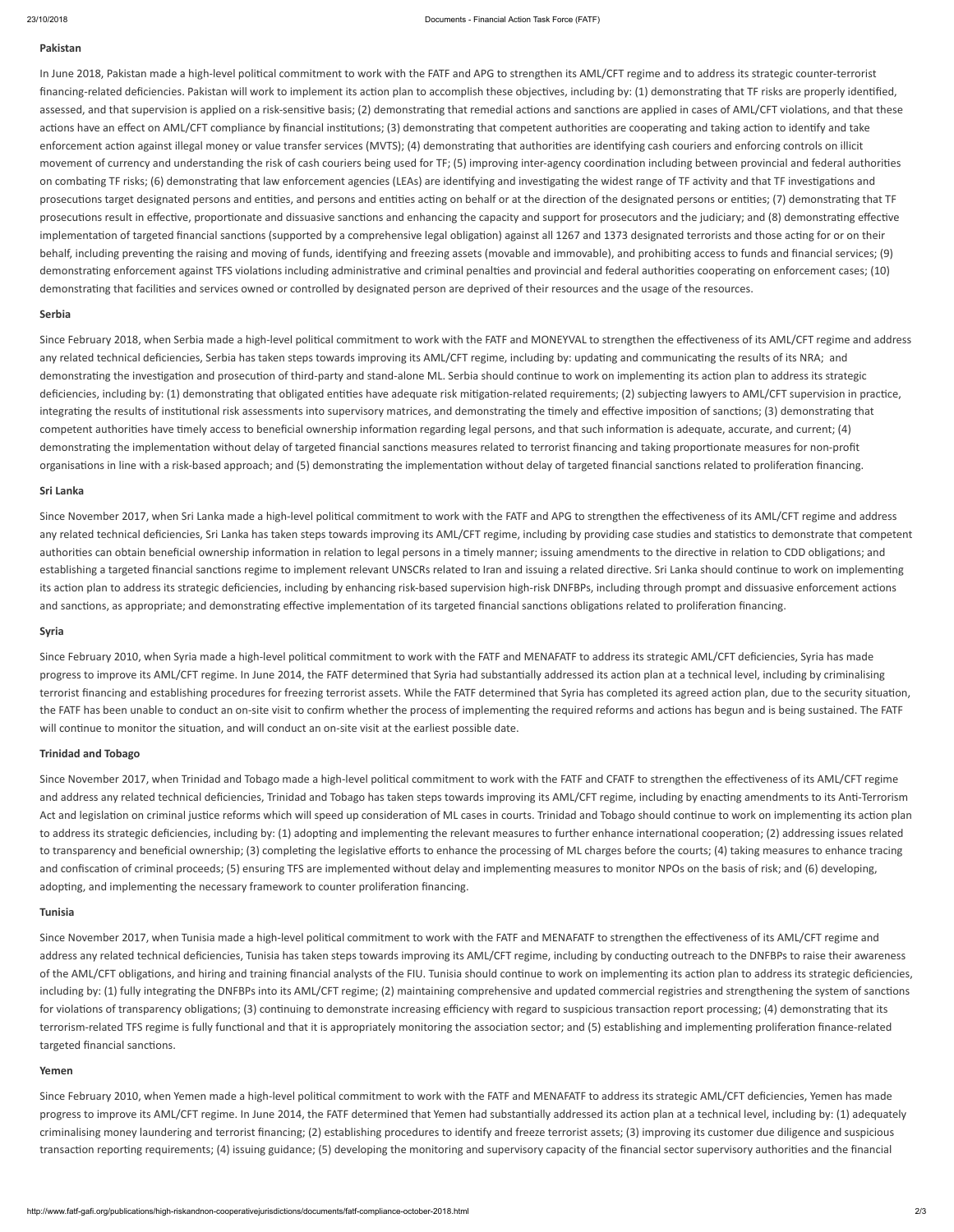**Pakistan**

In June 2018, Pakistan made a high-level political commitment to work with the FATF and APG to strengthen its AML/CFT regime and to address its strategic counter-terrorist financing-related deficiencies. Pakistan will work to implement its action plan to accomplish these objectives, including by: (1) demonstrating that TF risks are properly identified, assessed, and that supervision is applied on a risk-sensitive basis; (2) demonstrating that remedial actions and sanctions are applied in cases of AML/CFT violations, and that these actions have an effect on AML/CFT compliance by financial institutions; (3) demonstrating that competent authorities are cooperating and taking action to identify and take enforcement action against illegal money or value transfer services (MVTS); (4) demonstrating that authorities are identifying cash couriers and enforcing controls on illicit movement of currency and understanding the risk of cash couriers being used for TF; (5) improving inter-agency coordination including between provincial and federal authorities on combating TF risks; (6) demonstrating that law enforcement agencies (LEAs) are identifying and investigating the widest range of TF activity and that TF investigations and prosecutions target designated persons and entities, and persons and entities acting on behalf or at the direction of the designated persons or entities; (7) demonstrating that TF prosecutions result in effective, proportionate and dissuasive sanctions and enhancing the capacity and support for prosecutors and the judiciary; and (8) demonstrating effective implementation of targeted financial sanctions (supported by a comprehensive legal obligation) against all 1267 and 1373 designated terrorists and those acting for or on their behalf, including preventing the raising and moving of funds, identifying and freezing assets (movable and immovable), and prohibiting access to funds and financial services; (9) demonstrating enforcement against TFS violations including administrative and criminal penalties and provincial and federal authorities cooperating on enforcement cases; (10) demonstrating that facilities and services owned or controlled by designated person are deprived of their resources and the usage of the resources.

**Serbia**

Since February 2018, when Serbia made a high-level political commitment to work with the FATF and MONEYVAL to strengthen the effectiveness of its AML/CFT regime and address any related technical deficiencies, Serbia has taken steps towards improving its AML/CFT regime, including by: updating and communicating the results of its NRA; and demonstrating the investigation and prosecution of third-party and stand-alone ML. Serbia should continue to work on implementing its action plan to address its strategic deficiencies, including by: (1) demonstrating that obligated entities have adequate risk mitigation-related requirements; (2) subjecting lawyers to AML/CFT supervision in practice, integrating the results of institutional risk assessments into supervisory matrices, and demonstrating the timely and effective imposition of sanctions; (3) demonstrating that competent authorities have timely access to beneficial ownership information regarding legal persons, and that such information is adequate, accurate, and current; (4) demonstrating the implementation without delay of targeted financial sanctions measures related to terrorist financing and taking proportionate measures for non-profit organisations in line with a risk-based approach; and (5) demonstrating the implementation without delay of targeted financial sanctions related to proliferation financing.

**Sri Lanka**

Since November 2017, when Sri Lanka made a high-level political commitment to work with the FATF and APG to strengthen the effectiveness of its AML/CFT regime and address any related technical deficiencies, Sri Lanka has taken steps towards improving its AML/CFT regime, including by providing case studies and statistics to demonstrate that competent authorities can obtain beneficial ownership information in relation to legal persons in a timely manner; issuing amendments to the directive in relation to CDD obligations; and establishing a targeted financial sanctions regime to implement relevant UNSCRs related to Iran and issuing a related directive. Sri Lanka should continue to work on implementing its action plan to address its strategic deficiencies, including by enhancing risk-based supervision high-risk DNFBPs, including through prompt and dissuasive enforcement actions and sanctions, as appropriate; and demonstrating effective implementation of its targeted financial sanctions obligations related to proliferation financing.

**Syria**

Since February 2010, when Syria made a high-level political commitment to work with the FATF and MENAFATF to address its strategic AML/CFT deficiencies, Syria has made progress to improve its AML/CFT regime. In June 2014, the FATF determined that Syria had substantially addressed its action plan at a technical level, including by criminalising terrorist financing and establishing procedures for freezing terrorist assets. While the FATF determined that Syria has completed its agreed action plan, due to the security situation, the FATF has been unable to conduct an on-site visit to confirm whether the process of implementing the required reforms and actions has begun and is being sustained. The FATF will continue to monitor the situation, and will conduct an on-site visit at the earliest possible date.

**Trinidad and Tobago**

Since November 2017, when Trinidad and Tobago made a high-level political commitment to work with the FATF and CFATF to strengthen the effectiveness of its AML/CFT regime and address any related technical deficiencies, Trinidad and Tobago has taken steps towards improving its AML/CFT regime, including by enacting amendments to its Anti-Terrorism Act and legislation on criminal justice reforms which will speed up consideration of ML cases in courts. Trinidad and Tobago should continue to work on implementing its action plan to address its strategic deficiencies, including by: (1) adopting and implementing the relevant measures to further enhance international cooperation; (2) addressing issues related to transparency and beneficial ownership; (3) completing the legislative efforts to enhance the processing of ML charges before the courts; (4) taking measures to enhance tracing and confiscation of criminal proceeds; (5) ensuring TFS are implemented without delay and implementing measures to monitor NPOs on the basis of risk; and (6) developing, adopting, and implementing the necessary framework to counter proliferation financing.

**Tunisia**

Since November 2017, when Tunisia made a high-level political commitment to work with the FATF and MENAFATF to strengthen the effectiveness of its AML/CFT regime and address any related technical deficiencies, Tunisia has taken steps towards improving its AML/CFT regime, including by conducting outreach to the DNFBPs to raise their awareness of the AML/CFT obligations, and hiring and training financial analysts of the FIU. Tunisia should continue to work on implementing its action plan to address its strategic deficiencies, including by: (1) fully integrating the DNFBPs into its AML/CFT regime; (2) maintaining comprehensive and updated commercial registries and strengthening the system of sanctions for violations of transparency obligations; (3) continuing to demonstrate increasing efficiency with regard to suspicious transaction report processing; (4) demonstrating that its terrorism-related TFS regime is fully functional and that it is appropriately monitoring the association sector; and (5) establishing and implementing proliferation finance-related targeted financial sanctions.

**Yemen**

Since February 2010, when Yemen made a high-level political commitment to work with the FATF and MENAFATF to address its strategic AML/CFT deficiencies, Yemen has made progress to improve its AML/CFT regime. In June 2014, the FATF determined that Yemen had substantially addressed its action plan at a technical level, including by: (1) adequately criminalising money laundering and terrorist financing; (2) establishing procedures to identify and freeze terrorist assets; (3) improving its customer due diligence and suspicious transaction reporting requirements; (4) issuing guidance; (5) developing the monitoring and supervisory capacity of the financial sector supervisory authorities and the financial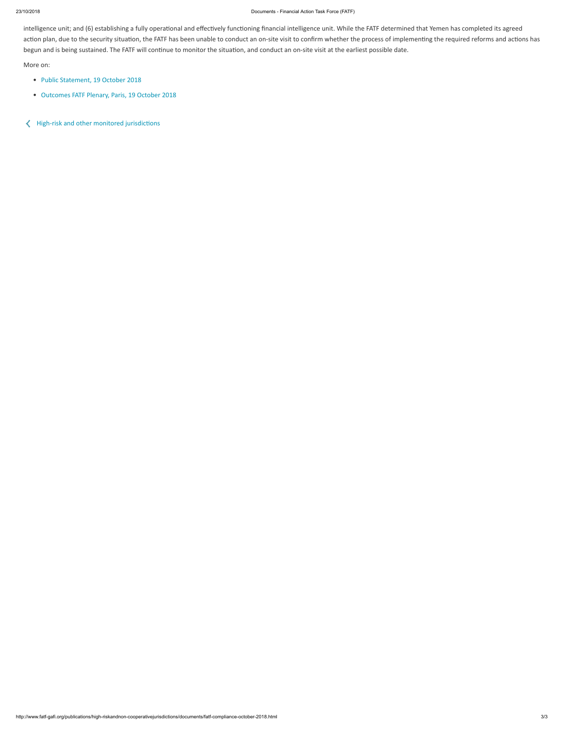intelligence unit; and (6) establishing a fully operational and effectively functioning financial intelligence unit. While the FATF determined that Yemen has completed its agreed action plan, due to the security situation, the FATF has been unable to conduct an on-site visit to confirm whether the process of implementing the required reforms and actions has begun and is being sustained. The FATF will continue to monitor the situation, and conduct an on-site visit at the earliest possible date.

More on:

- Public Statement, 19 October 2018
- Outcomes FATF Plenary, Paris, 19 October 2018

High-risk and other monitored jurisdictions